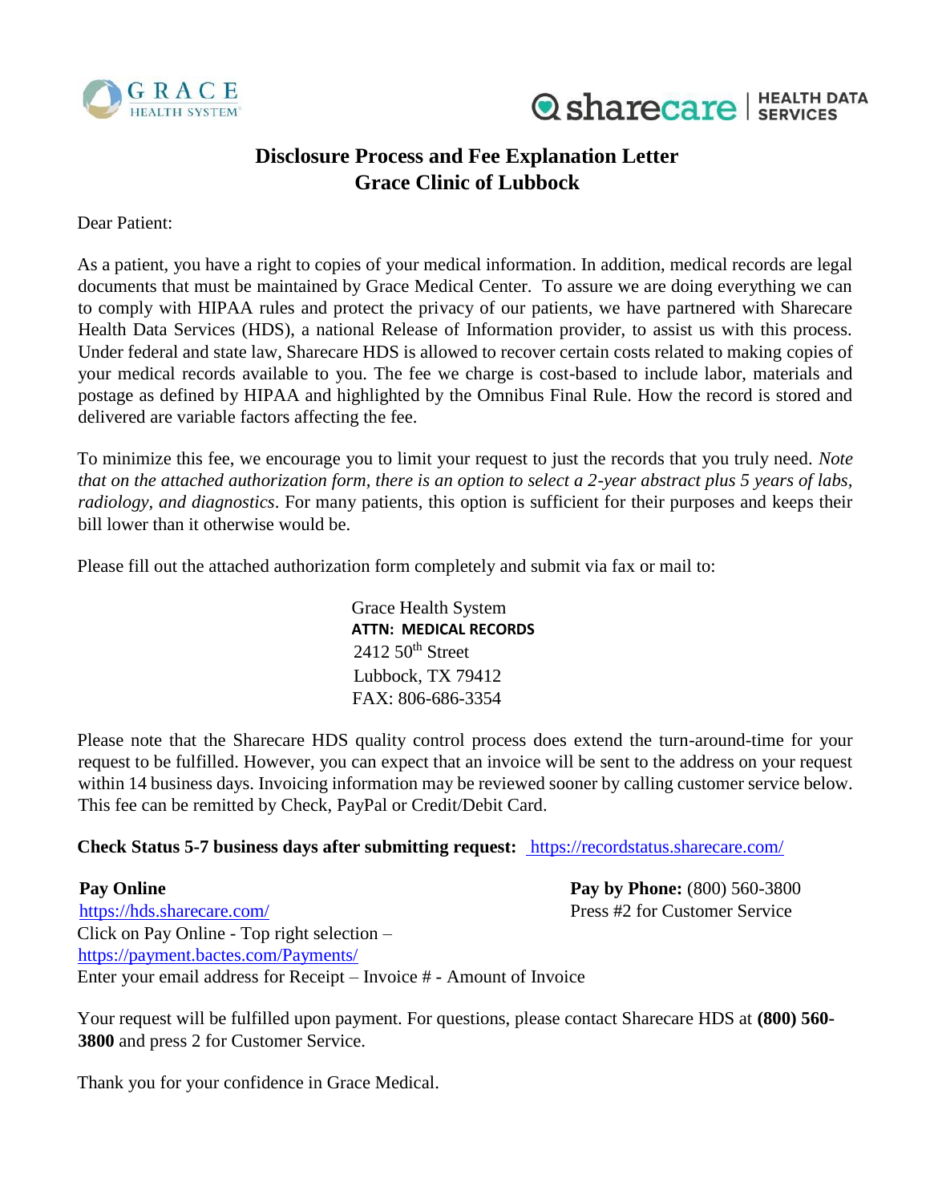GRACE HEALTH SYSTEM

sharecare | HEALTH DATA SERVICES

# Disclosure Process and Fee Explanation Letter
## Grace Clinic of Lubbock

Dear Patient:

As a patient, you have a right to copies of your medical information. In addition, medical records are legal documents that must be maintained by Grace Medical Center. To assure we are doing everything we can to comply with HIPAA rules and protect the privacy of our patients, we have partnered with Sharecare Health Data Services (HDS), a national Release of Information provider, to assist us with this process. Under federal and state law, Sharecare HDS is allowed to recover certain costs related to making copies of your medical records available to you. The fee we charge is cost-based to include labor, materials and postage as defined by HIPAA and highlighted by the Omnibus Final Rule. How the record is stored and delivered are variable factors affecting the fee.

To minimize this fee, we encourage you to limit your request to just the records that you truly need. *Note that on the attached authorization form, there is an option to select a 2-year abstract plus 5 years of labs, radiology, and diagnostics*. For many patients, this option is sufficient for their purposes and keeps their bill lower than it otherwise would be.

Please fill out the attached authorization form completely and submit via fax or mail to:

Grace Health System
**ATTN: MEDICAL RECORDS**
2412 50th Street
Lubbock, TX 79412
FAX: 806-686-3354

Please note that the Sharecare HDS quality control process does extend the turn-around-time for your request to be fulfilled. However, you can expect that an invoice will be sent to the address on your request within 14 business days. Invoicing information may be reviewed sooner by calling customer service below. This fee can be remitted by Check, PayPal or Credit/Debit Card.

**Check Status 5-7 business days after submitting request:** https://recordstatus.sharecare.com/

**Pay Online**
https://hds.sharecare.com/
Click on Pay Online - Top right selection –
https://payment.bactes.com/Payments/
Enter your email address for Receipt – Invoice # - Amount of Invoice

**Pay by Phone:** (800) 560-3800
Press #2 for Customer Service

Your request will be fulfilled upon payment. For questions, please contact Sharecare HDS at **(800) 560-3800** and press 2 for Customer Service.

Thank you for your confidence in Grace Medical.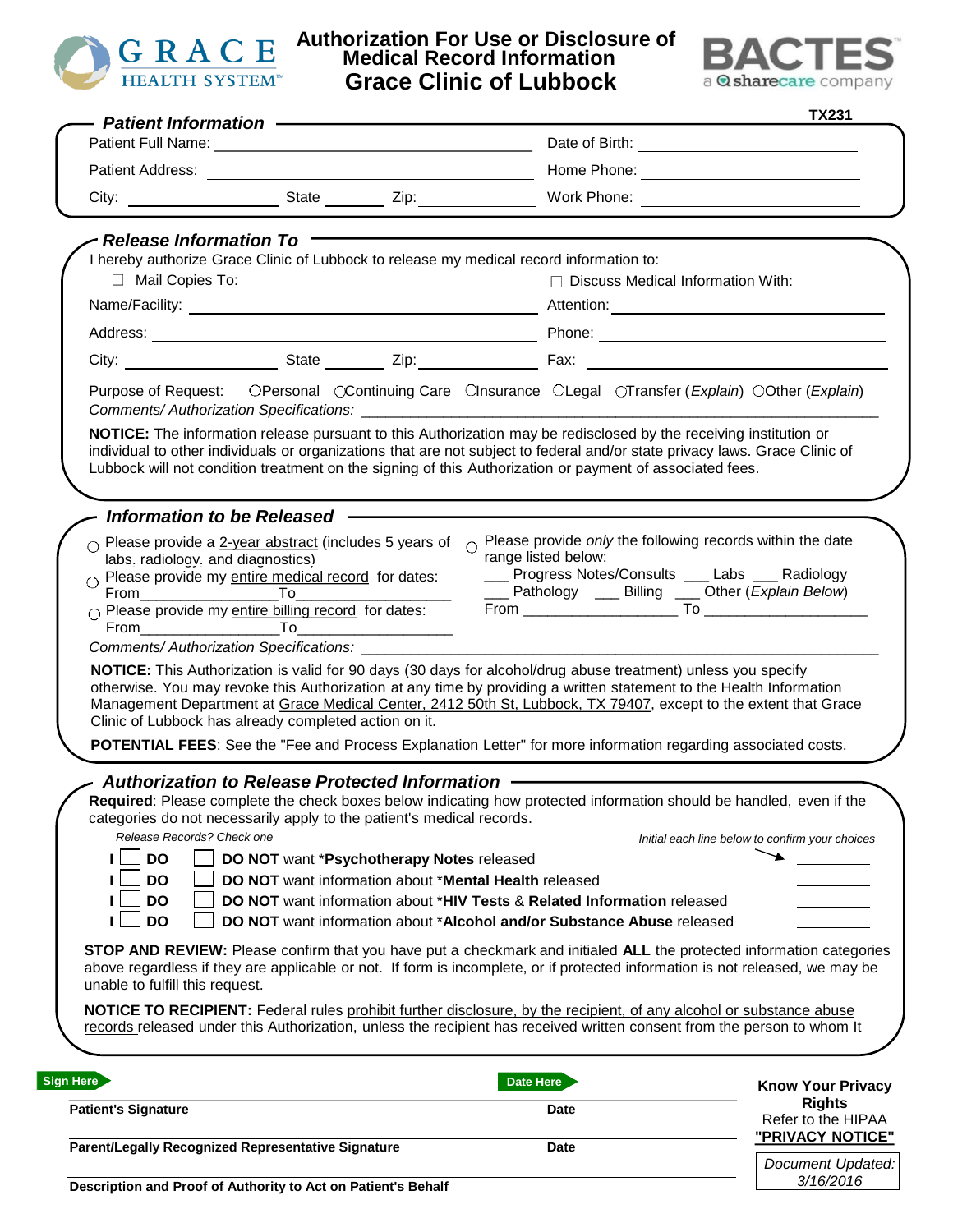GRACE HEALTH SYSTEM™

# Authorization For Use or Disclosure of Medical Record Information
# Grace Clinic of Lubbock

BACTES™ a sharecare company

TX231

## Patient Information

Patient Full Name: ______________________ Date of Birth: ______________________

Patient Address: ______________________ Home Phone: ______________________

City: ____________ State ______ Zip: ________ Work Phone: ______________________

## Release Information To

I hereby authorize Grace Clinic of Lubbock to release my medical record information to:

☐ Mail Copies To: ☐ Discuss Medical Information With:

Name/Facility: ______________________ Attention: ______________________

Address: ______________________ Phone: ______________________

City: ____________ State ______ Zip: ________ Fax: ______________________

Purpose of Request: ○Personal ○Continuing Care ○Insurance ○Legal ○Transfer (*Explain*) ○Other (*Explain*)

*Comments/ Authorization Specifications:* ______________________________________________

**NOTICE:** The information release pursuant to this Authorization may be redisclosed by the receiving institution or individual to other individuals or organizations that are not subject to federal and/or state privacy laws. Grace Clinic of Lubbock will not condition treatment on the signing of this Authorization or payment of associated fees.

## Information to be Released

○ Please provide a 2-year abstract (includes 5 years of labs, radiology, and diagnostics)

○ Please provide my entire medical record for dates: From______________ To______________

○ Please provide my entire billing record for dates: From______________ To______________

○ Please provide *only* the following records within the date range listed below:
___ Progress Notes/Consults ___ Labs ___ Radiology
___ Pathology ___ Billing ___ Other (*Explain Below*)
From ______________ To ______________

*Comments/ Authorization Specifications:* ______________________________________________

**NOTICE:** This Authorization is valid for 90 days (30 days for alcohol/drug abuse treatment) unless you specify otherwise. You may revoke this Authorization at any time by providing a written statement to the Health Information Management Department at Grace Medical Center, 2412 50th St, Lubbock, TX 79407, except to the extent that Grace Clinic of Lubbock has already completed action on it.

**POTENTIAL FEES**: See the "Fee and Process Explanation Letter" for more information regarding associated costs.

## Authorization to Release Protected Information

**Required**: Please complete the check boxes below indicating how protected information should be handled, even if the categories do not necessarily apply to the patient's medical records.

*Release Records? Check one* *Initial each line below to confirm your choices*

| | | |
|---|---|---|
| I ☐ **DO** | ☐ **DO NOT** want ***Psychotherapy Notes** released | ________ |
| I ☐ **DO** | ☐ **DO NOT** want information about ***Mental Health** released | ________ |
| I ☐ **DO** | ☐ **DO NOT** want information about ***HIV Tests** & **Related Information** released | ________ |
| I ☐ **DO** | ☐ **DO NOT** want information about ***Alcohol and/or Substance Abuse** released | ________ |

**STOP AND REVIEW:** Please confirm that you have put a checkmark and initialed **ALL** the protected information categories above regardless if they are applicable or not. If form is incomplete, or if protected information is not released, we may be unable to fulfill this request.

**NOTICE TO RECIPIENT:** Federal rules prohibit further disclosure, by the recipient, of any alcohol or substance abuse records released under this Authorization, unless the recipient has received written consent from the person to whom It

Sign Here Date Here

**Patient's Signature** **Date**

**Parent/Legally Recognized Representative Signature** **Date**

**Description and Proof of Authority to Act on Patient's Behalf**

**Know Your Privacy Rights**
Refer to the HIPAA **"PRIVACY NOTICE"**

*Document Updated: 3/16/2016*